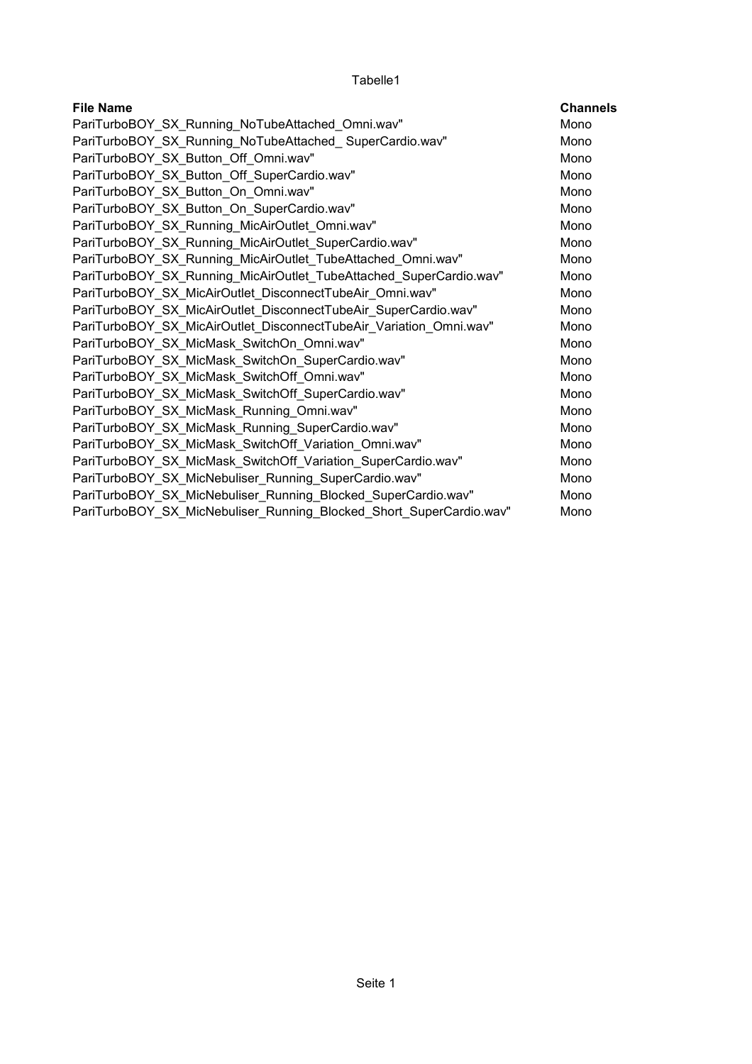Tabelle1

| File Name | Channels |
|---|---|
| PariTurboBOY_SX_Running_NoTubeAttached_Omni.wav" | Mono |
| PariTurboBOY_SX_Running_NoTubeAttached_ SuperCardio.wav" | Mono |
| PariTurboBOY_SX_Button_Off_Omni.wav" | Mono |
| PariTurboBOY_SX_Button_Off_SuperCardio.wav" | Mono |
| PariTurboBOY_SX_Button_On_Omni.wav" | Mono |
| PariTurboBOY_SX_Button_On_SuperCardio.wav" | Mono |
| PariTurboBOY_SX_Running_MicAirOutlet_Omni.wav" | Mono |
| PariTurboBOY_SX_Running_MicAirOutlet_SuperCardio.wav" | Mono |
| PariTurboBOY_SX_Running_MicAirOutlet_TubeAttached_Omni.wav" | Mono |
| PariTurboBOY_SX_Running_MicAirOutlet_TubeAttached_SuperCardio.wav" | Mono |
| PariTurboBOY_SX_MicAirOutlet_DisconnectTubeAir_Omni.wav" | Mono |
| PariTurboBOY_SX_MicAirOutlet_DisconnectTubeAir_SuperCardio.wav" | Mono |
| PariTurboBOY_SX_MicAirOutlet_DisconnectTubeAir_Variation_Omni.wav" | Mono |
| PariTurboBOY_SX_MicMask_SwitchOn_Omni.wav" | Mono |
| PariTurboBOY_SX_MicMask_SwitchOn_SuperCardio.wav" | Mono |
| PariTurboBOY_SX_MicMask_SwitchOff_Omni.wav" | Mono |
| PariTurboBOY_SX_MicMask_SwitchOff_SuperCardio.wav" | Mono |
| PariTurboBOY_SX_MicMask_Running_Omni.wav" | Mono |
| PariTurboBOY_SX_MicMask_Running_SuperCardio.wav" | Mono |
| PariTurboBOY_SX_MicMask_SwitchOff_Variation_Omni.wav" | Mono |
| PariTurboBOY_SX_MicMask_SwitchOff_Variation_SuperCardio.wav" | Mono |
| PariTurboBOY_SX_MicNebuliser_Running_SuperCardio.wav" | Mono |
| PariTurboBOY_SX_MicNebuliser_Running_Blocked_SuperCardio.wav" | Mono |
| PariTurboBOY_SX_MicNebuliser_Running_Blocked_Short_SuperCardio.wav" | Mono |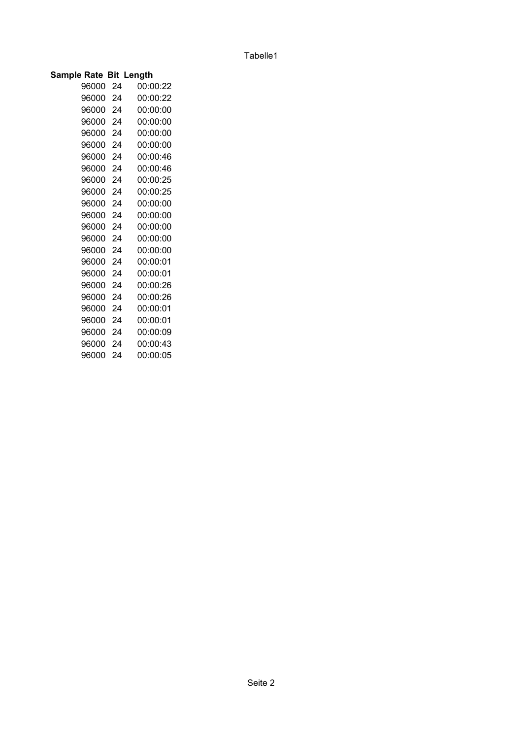| Sample Rate | Bit | Length |
|---|---|---|
| 96000 | 24 | 00:00:22 |
| 96000 | 24 | 00:00:22 |
| 96000 | 24 | 00:00:00 |
| 96000 | 24 | 00:00:00 |
| 96000 | 24 | 00:00:00 |
| 96000 | 24 | 00:00:00 |
| 96000 | 24 | 00:00:46 |
| 96000 | 24 | 00:00:46 |
| 96000 | 24 | 00:00:25 |
| 96000 | 24 | 00:00:25 |
| 96000 | 24 | 00:00:00 |
| 96000 | 24 | 00:00:00 |
| 96000 | 24 | 00:00:00 |
| 96000 | 24 | 00:00:00 |
| 96000 | 24 | 00:00:00 |
| 96000 | 24 | 00:00:01 |
| 96000 | 24 | 00:00:01 |
| 96000 | 24 | 00:00:26 |
| 96000 | 24 | 00:00:26 |
| 96000 | 24 | 00:00:01 |
| 96000 | 24 | 00:00:01 |
| 96000 | 24 | 00:00:09 |
| 96000 | 24 | 00:00:43 |
| 96000 | 24 | 00:00:05 |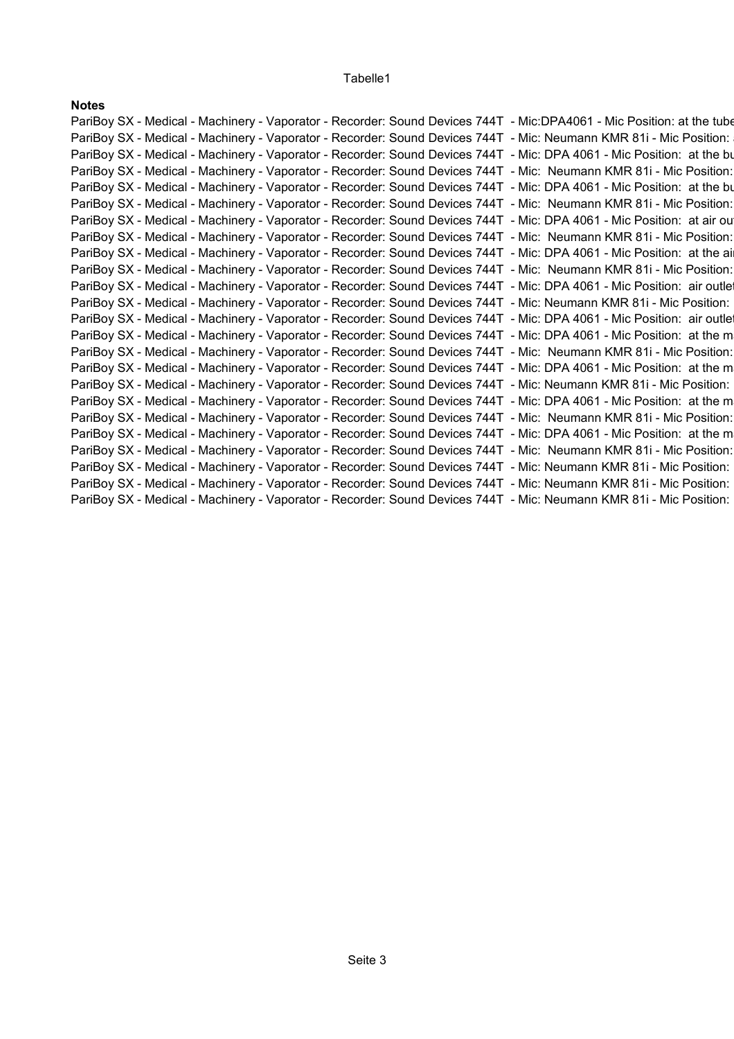**Notes**

PariBoy SX - Medical - Machinery - Vaporator - Recorder: Sound Devices 744T - Mic:DPA4061 - Mic Position: at the tube
PariBoy SX - Medical - Machinery - Vaporator - Recorder: Sound Devices 744T - Mic: Neumann KMR 81i - Mic Position: a
PariBoy SX - Medical - Machinery - Vaporator - Recorder: Sound Devices 744T - Mic: DPA 4061 - Mic Position: at the bu
PariBoy SX - Medical - Machinery - Vaporator - Recorder: Sound Devices 744T - Mic: Neumann KMR 81i - Mic Position:
PariBoy SX - Medical - Machinery - Vaporator - Recorder: Sound Devices 744T - Mic: DPA 4061 - Mic Position: at the bu
PariBoy SX - Medical - Machinery - Vaporator - Recorder: Sound Devices 744T - Mic: Neumann KMR 81i - Mic Position:
PariBoy SX - Medical - Machinery - Vaporator - Recorder: Sound Devices 744T - Mic: DPA 4061 - Mic Position: at air ou
PariBoy SX - Medical - Machinery - Vaporator - Recorder: Sound Devices 744T - Mic: Neumann KMR 81i - Mic Position:
PariBoy SX - Medical - Machinery - Vaporator - Recorder: Sound Devices 744T - Mic: DPA 4061 - Mic Position: at the ai
PariBoy SX - Medical - Machinery - Vaporator - Recorder: Sound Devices 744T - Mic: Neumann KMR 81i - Mic Position:
PariBoy SX - Medical - Machinery - Vaporator - Recorder: Sound Devices 744T - Mic: DPA 4061 - Mic Position: air outlet
PariBoy SX - Medical - Machinery - Vaporator - Recorder: Sound Devices 744T - Mic: Neumann KMR 81i - Mic Position:
PariBoy SX - Medical - Machinery - Vaporator - Recorder: Sound Devices 744T - Mic: DPA 4061 - Mic Position: air outlet
PariBoy SX - Medical - Machinery - Vaporator - Recorder: Sound Devices 744T - Mic: DPA 4061 - Mic Position: at the m
PariBoy SX - Medical - Machinery - Vaporator - Recorder: Sound Devices 744T - Mic: Neumann KMR 81i - Mic Position:
PariBoy SX - Medical - Machinery - Vaporator - Recorder: Sound Devices 744T - Mic: DPA 4061 - Mic Position: at the m
PariBoy SX - Medical - Machinery - Vaporator - Recorder: Sound Devices 744T - Mic: Neumann KMR 81i - Mic Position:
PariBoy SX - Medical - Machinery - Vaporator - Recorder: Sound Devices 744T - Mic: DPA 4061 - Mic Position: at the m
PariBoy SX - Medical - Machinery - Vaporator - Recorder: Sound Devices 744T - Mic: Neumann KMR 81i - Mic Position:
PariBoy SX - Medical - Machinery - Vaporator - Recorder: Sound Devices 744T - Mic: DPA 4061 - Mic Position: at the m
PariBoy SX - Medical - Machinery - Vaporator - Recorder: Sound Devices 744T - Mic: Neumann KMR 81i - Mic Position:
PariBoy SX - Medical - Machinery - Vaporator - Recorder: Sound Devices 744T - Mic: Neumann KMR 81i - Mic Position:
PariBoy SX - Medical - Machinery - Vaporator - Recorder: Sound Devices 744T - Mic: Neumann KMR 81i - Mic Position:
PariBoy SX - Medical - Machinery - Vaporator - Recorder: Sound Devices 744T - Mic: Neumann KMR 81i - Mic Position: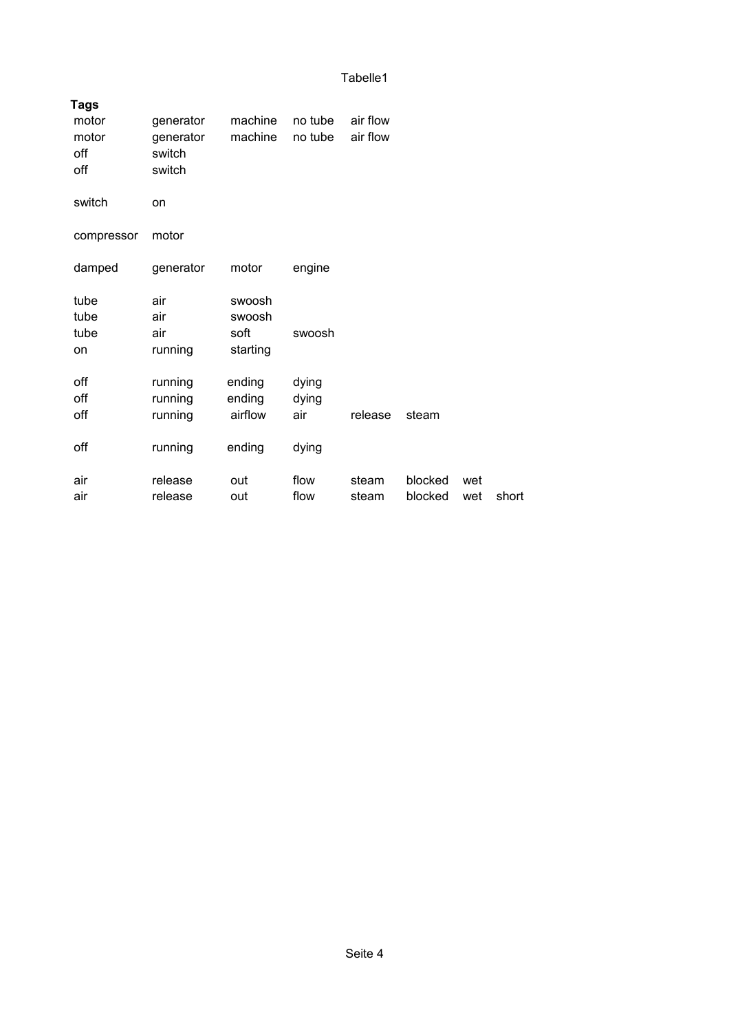| Tags | | | | | | | |
|---|---|---|---|---|---|---|---|
| motor | generator | machine | no tube | air flow | | | |
| motor | generator | machine | no tube | air flow | | | |
| off | switch | | | | | | |
| off | switch | | | | | | |
| | | | | | | | |
| switch | on | | | | | | |
| | | | | | | | |
| compressor | motor | | | | | | |
| | | | | | | | |
| damped | generator | motor | engine | | | | |
| | | | | | | | |
| tube | air | swoosh | | | | | |
| tube | air | swoosh | | | | | |
| tube | air | soft | swoosh | | | | |
| on | running | starting | | | | | |
| | | | | | | | |
| off | running | ending | dying | | | | |
| off | running | ending | dying | | | | |
| off | running | airflow | air | release | steam | | |
| | | | | | | | |
| off | running | ending | dying | | | | |
| | | | | | | | |
| air | release | out | flow | steam | blocked | wet | |
| air | release | out | flow | steam | blocked | wet | short |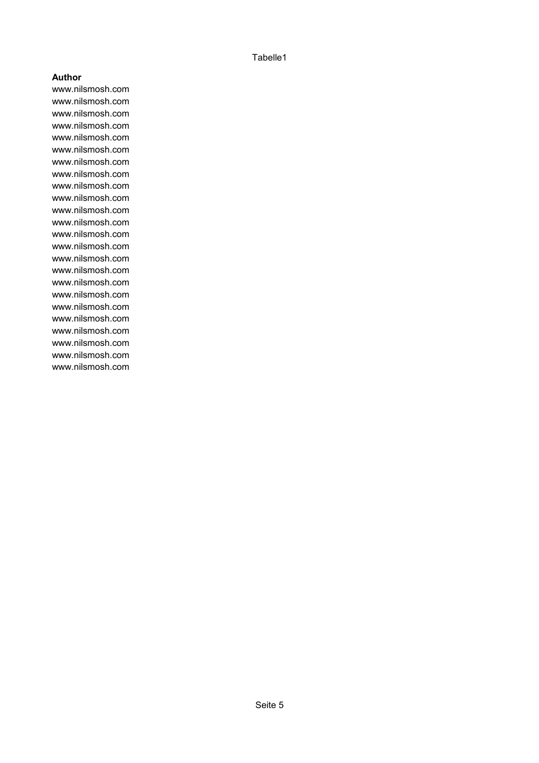| Author |
| --- |
| www.nilsmosh.com |
| www.nilsmosh.com |
| www.nilsmosh.com |
| www.nilsmosh.com |
| www.nilsmosh.com |
| www.nilsmosh.com |
| www.nilsmosh.com |
| www.nilsmosh.com |
| www.nilsmosh.com |
| www.nilsmosh.com |
| www.nilsmosh.com |
| www.nilsmosh.com |
| www.nilsmosh.com |
| www.nilsmosh.com |
| www.nilsmosh.com |
| www.nilsmosh.com |
| www.nilsmosh.com |
| www.nilsmosh.com |
| www.nilsmosh.com |
| www.nilsmosh.com |
| www.nilsmosh.com |
| www.nilsmosh.com |
| www.nilsmosh.com |
| www.nilsmosh.com |